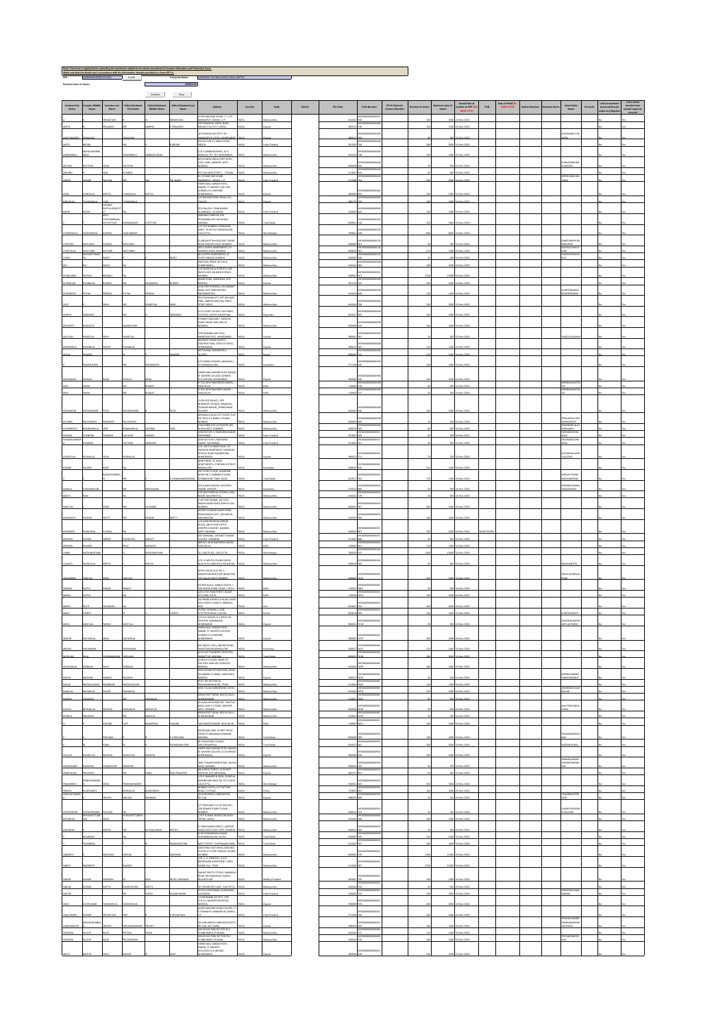Note: This sheet is applicable for uploading the particulars related to the shares transferred to Investor Education and Protection Fund.

Make sure that the details are in accordance with the information already provided in e-form IEPF-4.

| Investor First Name | Investor Middle Name | Investor Last Name | Father/Husband First Name | Father/Husband Middle Name | Father/Husband Last Name | Address | Country | State | District | Pin Code | Folio Number | DP Id-Client Id-Account Number | Number of shares | Nominal value of shares | Actual Date of transfer to IEPF (DD-MON-YYYY) | PAN | Date of Birth (DD-MON-YYYY) | Aadhar Number | Nominee Name | Joint Holder Name | Remarks | Is the Investment (amount/shares) under any litigation | Is the shares transfer from unpaid suspense account |
|---|---|---|---|---|---|---|---|---|---|---|---|---|---|---|---|---|---|---|---|---|---|---|---|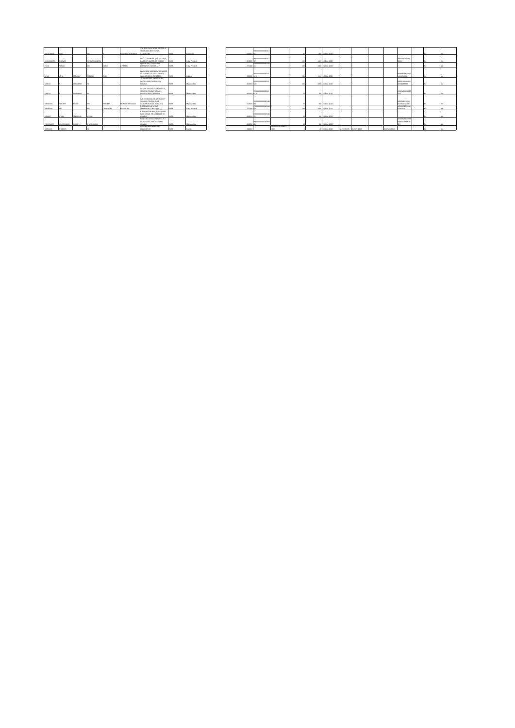| | | | | | | | | | | | | | | | | | | | | | | |
|---|---|---|---|---|---|---|---|---|---|---|---|---|---|---|---|---|---|---|---|---|---|---|
| SRILOCHANA | NAIR | | MR | K | RUDRAPRATAPAN NAIR | 2N 16 A CROSS ROAD, SECTOR A, YELAHANKA NEW TOWN, BANGALORE | INDIA | Karnataka | 560064 | IN30000000000011954 | | 80 | 800 | 25-Nov-2020 | | | | | | | No | Yes |
| SUSHMAVATA | DHAWAN | | DEVENDRA DHAWAN | | | DR. J C DHAWAN, 1/68 SECTOR 5, RAJENDER NAGAR, SAHIBABAD | INDIA | Uttar Pradesh | 201005 | IN30000000000011489 | | 100 | 1000 | 25-Nov-2020 | | | | | INDRADEVI DHAWAN | | No | Yes |
| TULSI | PRASAD | | MR | RAMJI | PRASAD | TULSI & BROS I T I COLONY MANKAPUR GONDA U P | INDIA | Uttar Pradesh | 271308 | IN30000000000000243 | | 100 | 1000 | 25-Nov-2020 | | | | | | | No | Yes |
| USHA | JETHA | BABULAL | BABULAL | SHAH | | HARSH MAL SARDAR PATEL NAGAR, ST XAVIER'S COLLEGE CORNER, ELLISBRIDGE AHMEDABAD | INDIA | Gujarat | 380006 | IN30000000000003238 | | 100 | 1000 | 25-Nov-2020 | | | | | NIRMALABHAVNT LALAPADIA | | No | Yes |
| UMESH | B | BHANAREY | RAJ | | | 34 VASANT APT SIMPOLI RD NATIONAL PARK BORIVALI W BOMBAY | INDIA | Maharashtra | 400092 | IN30000000000002483 | | 200 | 2000 | 25-Nov-2020 | | | | | SAROJBHANAREY | | No | Yes |
| UMESH | B | BHANAREY | RAJ | | | VASANT APT 2ND FLR NATIONAL PARK, BORIVALI (WEST), BOMBAY | INDIA | Maharashtra | 400092 | IN30000000000002578 | | 70 | 700 | 25-Nov-2020 | | | | | SAROJBHANAREY | | No | Yes |
| VANDANA | PRADEEP | BAGAD | MR | PRADEEP | MURLIDHAR BAGAD | C/O SHRI BAGAD 72 NANDADEEP NIRMAN COLONY NO 1 GANGAPUR ROAD, NASHIK | INDIA | Maharashtra | 422005 | IN30000000000000940 | | 90 | 900 | 25-Nov-2020 | | | | | SHRIPRADEEPBAL BAGAD | | No | Yes |
| VANDANA | RAJ | | MR | DHIRENDRA | KUMAR RAJ | RAJ MANKAPUR MANKAPUR GONDA U P | INDIA | Uttar Pradesh | 271308 | IN30000000000000968 | | 100 | 1000 | 25-Nov-2020 | | | | | DHIRENDRA KUMAR | | No | Yes |
| VASANT | VITHAL | GANDEKAR | VITHAL | | | 9 ALKANTH NIWAS, PURANDARE PATH DADAR, DR AMBEDKAR RD BOMBAY | INDIA | Maharashtra | 400014 | IN30000000000000952 | | 10 | 100 | 25-Nov-2020 | | | | | | | No | Yes |
| YASHOMATI | SHUKAMADAN | DEVJI | DEVJIBHAI | | | BLOCK NO 5 PANKAJ BLDG, R C PATEL ROAD, BORIVALI WEST, BOMBAY | INDIA | Maharashtra | 400092 | IN30000000000000930 | | 90 | 900 | 25-Nov-2020 | | | | | SHUKAMADAN DEVJI | | No | Yes |
| SURINDER | CHANDER | | NA | | | VINODPLOT BALWAN ROAD HOSHIARPUR | INDIA | Punjab | 146001 | | UNCLAIMED DIVIDEND | 2 | 20 | 25-Nov-2020 | ALEPC7848R | 25-OCT-1969 | | NOTAVAILABLE | | | No | No |